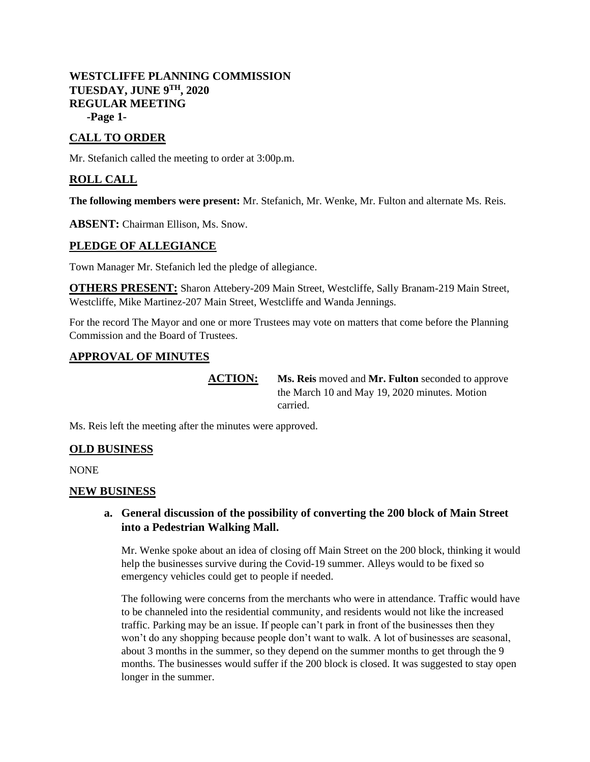**WESTCLIFFE PLANNING COMMISSION**
**TUESDAY, JUNE 9TH, 2020**
**REGULAR MEETING**

## CALL TO ORDER

Mr. Stefanich called the meeting to order at 3:00p.m.

## ROLL CALL

**The following members were present:** Mr. Stefanich, Mr. Wenke, Mr. Fulton and alternate Ms. Reis.

**ABSENT:** Chairman Ellison, Ms. Snow.

## PLEDGE OF ALLEGIANCE

Town Manager Mr. Stefanich led the pledge of allegiance.

**OTHERS PRESENT:** Sharon Attebery-209 Main Street, Westcliffe, Sally Branam-219 Main Street, Westcliffe, Mike Martinez-207 Main Street, Westcliffe and Wanda Jennings.

For the record The Mayor and one or more Trustees may vote on matters that come before the Planning Commission and the Board of Trustees.

## APPROVAL OF MINUTES

**ACTION:** **Ms. Reis** moved and **Mr. Fulton** seconded to approve the March 10 and May 19, 2020 minutes. Motion carried.

Ms. Reis left the meeting after the minutes were approved.

## OLD BUSINESS

NONE

## NEW BUSINESS

### a. General discussion of the possibility of converting the 200 block of Main Street into a Pedestrian Walking Mall.

Mr. Wenke spoke about an idea of closing off Main Street on the 200 block, thinking it would help the businesses survive during the Covid-19 summer. Alleys would to be fixed so emergency vehicles could get to people if needed.

The following were concerns from the merchants who were in attendance. Traffic would have to be channeled into the residential community, and residents would not like the increased traffic. Parking may be an issue. If people can't park in front of the businesses then they won't do any shopping because people don't want to walk. A lot of businesses are seasonal, about 3 months in the summer, so they depend on the summer months to get through the 9 months. The businesses would suffer if the 200 block is closed. It was suggested to stay open longer in the summer.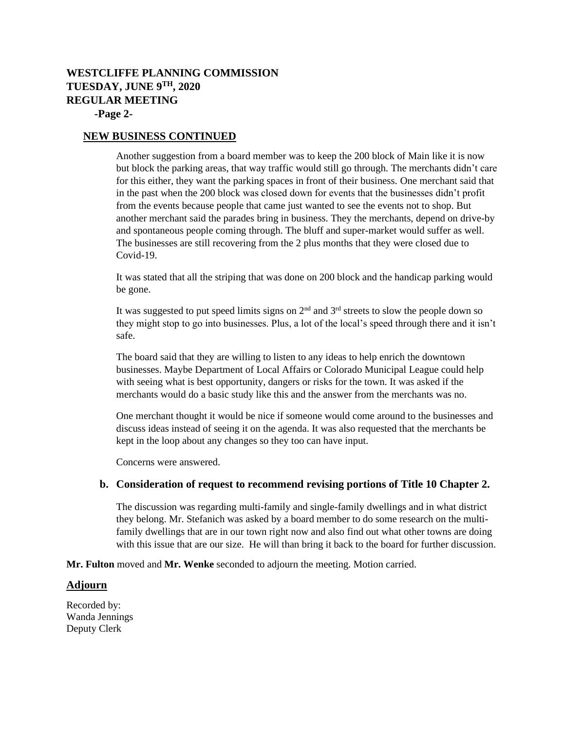## NEW BUSINESS CONTINUED

Another suggestion from a board member was to keep the 200 block of Main like it is now but block the parking areas, that way traffic would still go through. The merchants didn't care for this either, they want the parking spaces in front of their business. One merchant said that in the past when the 200 block was closed down for events that the businesses didn't profit from the events because people that came just wanted to see the events not to shop. But another merchant said the parades bring in business. They the merchants, depend on drive-by and spontaneous people coming through. The bluff and super-market would suffer as well. The businesses are still recovering from the 2 plus months that they were closed due to Covid-19.

It was stated that all the striping that was done on 200 block and the handicap parking would be gone.

It was suggested to put speed limits signs on 2nd and 3rd streets to slow the people down so they might stop to go into businesses. Plus, a lot of the local's speed through there and it isn't safe.

The board said that they are willing to listen to any ideas to help enrich the downtown businesses. Maybe Department of Local Affairs or Colorado Municipal League could help with seeing what is best opportunity, dangers or risks for the town. It was asked if the merchants would do a basic study like this and the answer from the merchants was no.

One merchant thought it would be nice if someone would come around to the businesses and discuss ideas instead of seeing it on the agenda. It was also requested that the merchants be kept in the loop about any changes so they too can have input.

Concerns were answered.

### b. Consideration of request to recommend revising portions of Title 10 Chapter 2.

The discussion was regarding multi-family and single-family dwellings and in what district they belong. Mr. Stefanich was asked by a board member to do some research on the multi-family dwellings that are in our town right now and also find out what other towns are doing with this issue that are our size. He will than bring it back to the board for further discussion.

**Mr. Fulton** moved and **Mr. Wenke** seconded to adjourn the meeting. Motion carried.

## Adjourn

Recorded by:
Wanda Jennings
Deputy Clerk